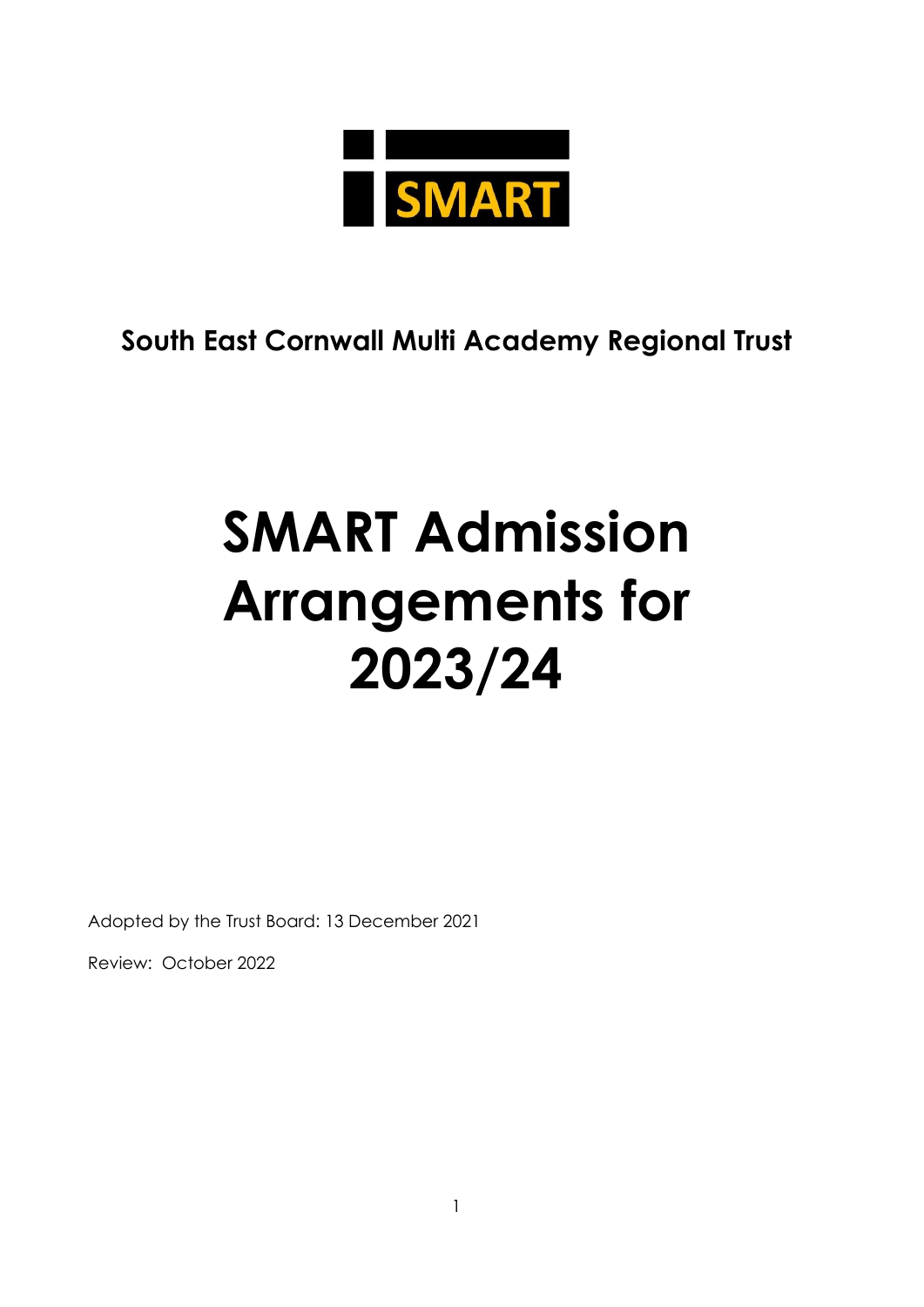SMART

**South East Cornwall Multi Academy Regional Trust**

# SMART Admission Arrangements for 2023/24

Adopted by the Trust Board: 13 December 2021

Review: October 2022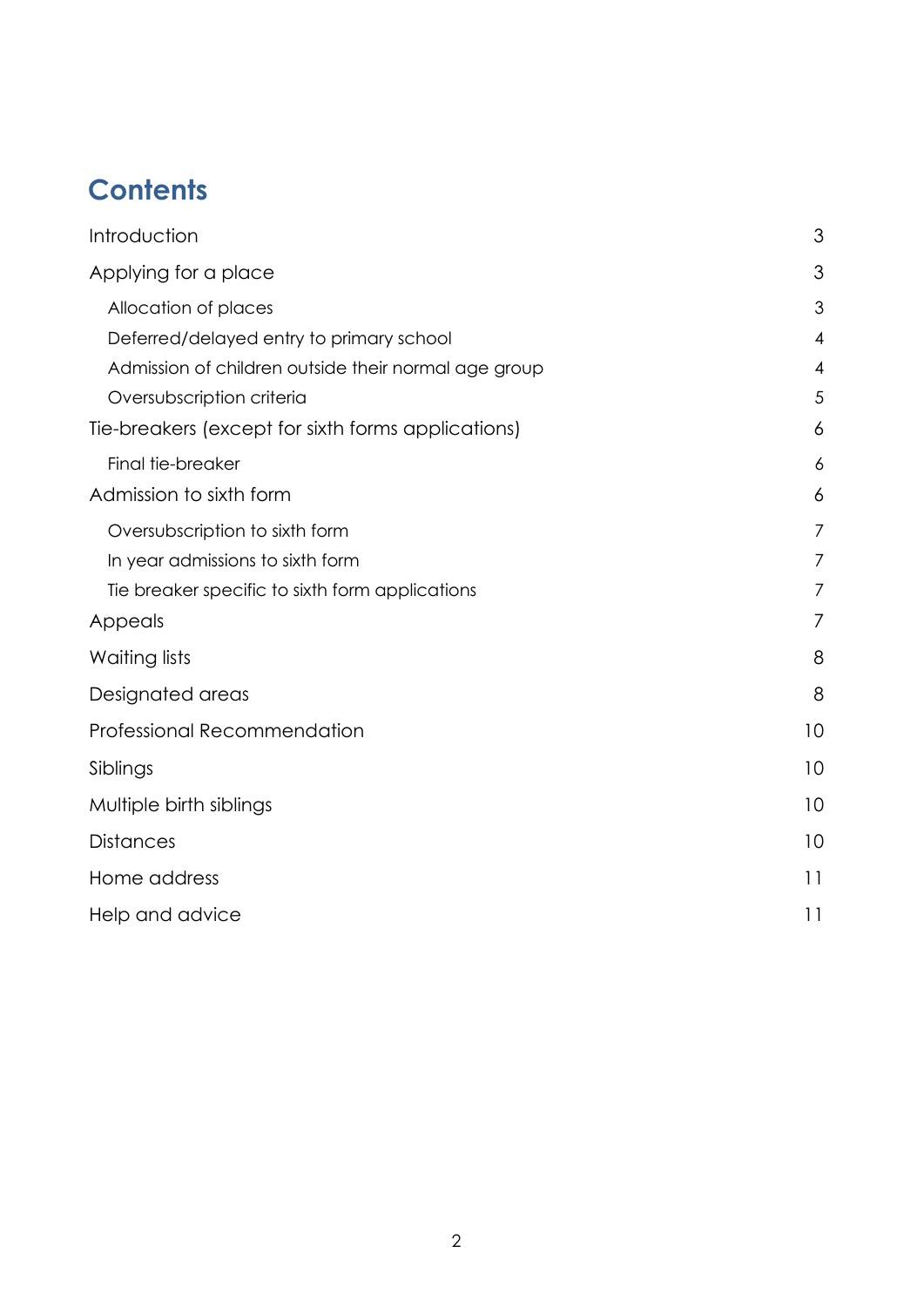# Contents

| | |
|---|---|
| Introduction | 3 |
| Applying for a place | 3 |
| Allocation of places | 3 |
| Deferred/delayed entry to primary school | 4 |
| Admission of children outside their normal age group | 4 |
| Oversubscription criteria | 5 |
| Tie-breakers (except for sixth forms applications) | 6 |
| Final tie-breaker | 6 |
| Admission to sixth form | 6 |
| Oversubscription to sixth form | 7 |
| In year admissions to sixth form | 7 |
| Tie breaker specific to sixth form applications | 7 |
| Appeals | 7 |
| Waiting lists | 8 |
| Designated areas | 8 |
| Professional Recommendation | 10 |
| Siblings | 10 |
| Multiple birth siblings | 10 |
| Distances | 10 |
| Home address | 11 |
| Help and advice | 11 |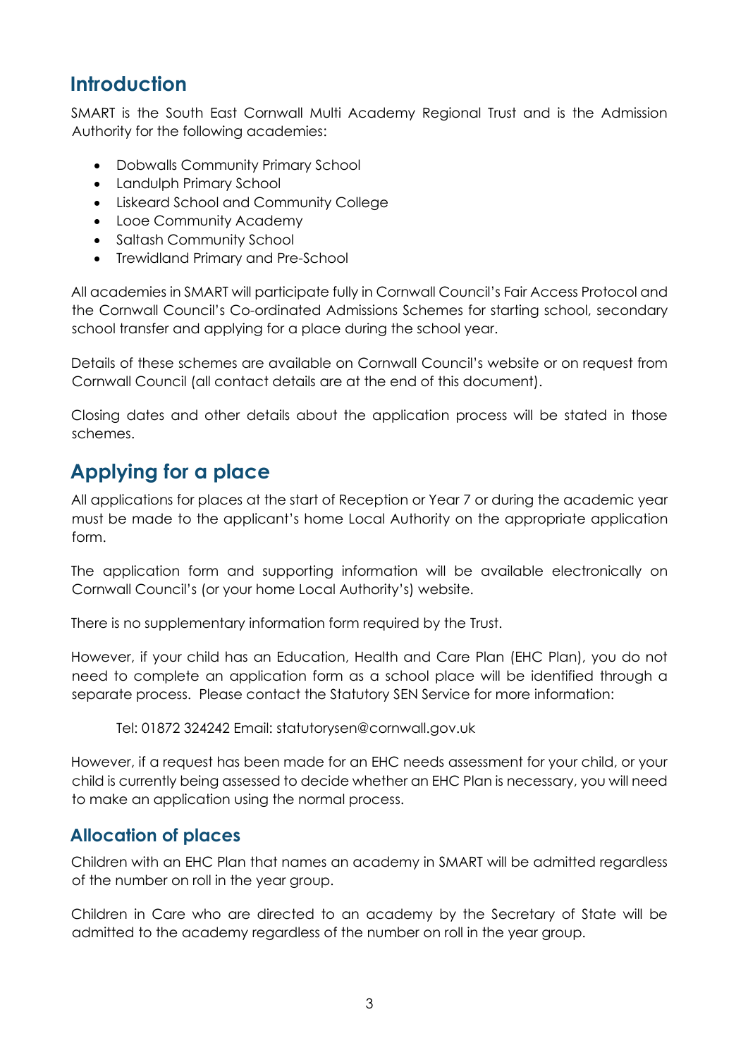## Introduction

SMART is the South East Cornwall Multi Academy Regional Trust and is the Admission Authority for the following academies:

- Dobwalls Community Primary School
- Landulph Primary School
- Liskeard School and Community College
- Looe Community Academy
- Saltash Community School
- Trewidland Primary and Pre-School

All academies in SMART will participate fully in Cornwall Council's Fair Access Protocol and the Cornwall Council's Co-ordinated Admissions Schemes for starting school, secondary school transfer and applying for a place during the school year.

Details of these schemes are available on Cornwall Council's website or on request from Cornwall Council (all contact details are at the end of this document).

Closing dates and other details about the application process will be stated in those schemes.

## Applying for a place

All applications for places at the start of Reception or Year 7 or during the academic year must be made to the applicant's home Local Authority on the appropriate application form.

The application form and supporting information will be available electronically on Cornwall Council's (or your home Local Authority's) website.

There is no supplementary information form required by the Trust.

However, if your child has an Education, Health and Care Plan (EHC Plan), you do not need to complete an application form as a school place will be identified through a separate process. Please contact the Statutory SEN Service for more information:

Tel: 01872 324242 Email: statutorysen@cornwall.gov.uk

However, if a request has been made for an EHC needs assessment for your child, or your child is currently being assessed to decide whether an EHC Plan is necessary, you will need to make an application using the normal process.

### Allocation of places

Children with an EHC Plan that names an academy in SMART will be admitted regardless of the number on roll in the year group.

Children in Care who are directed to an academy by the Secretary of State will be admitted to the academy regardless of the number on roll in the year group.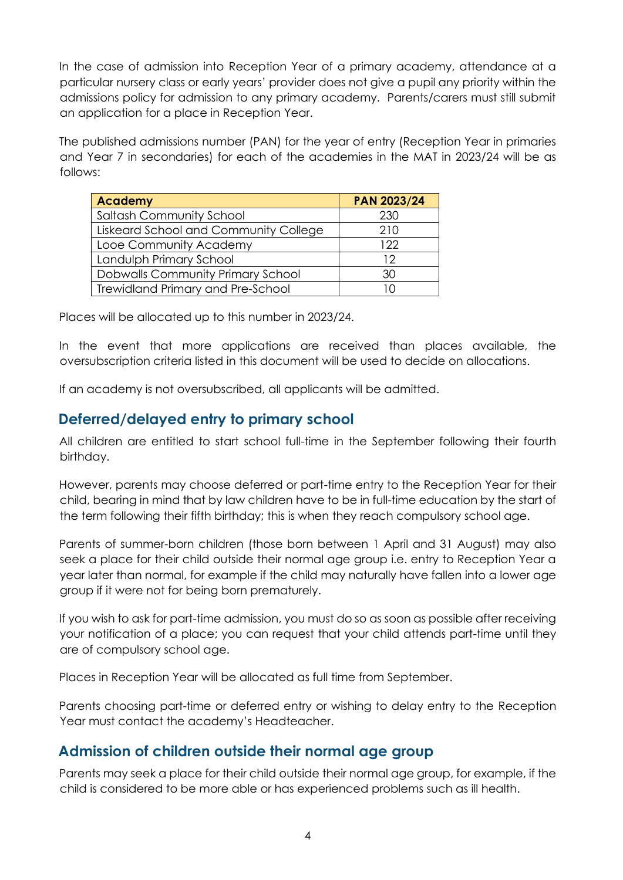In the case of admission into Reception Year of a primary academy, attendance at a particular nursery class or early years' provider does not give a pupil any priority within the admissions policy for admission to any primary academy. Parents/carers must still submit an application for a place in Reception Year.

The published admissions number (PAN) for the year of entry (Reception Year in primaries and Year 7 in secondaries) for each of the academies in the MAT in 2023/24 will be as follows:

| Academy | PAN 2023/24 |
| --- | --- |
| Saltash Community School | 230 |
| Liskeard School and Community College | 210 |
| Looe Community Academy | 122 |
| Landulph Primary School | 12 |
| Dobwalls Community Primary School | 30 |
| Trewidland Primary and Pre-School | 10 |

Places will be allocated up to this number in 2023/24.

In the event that more applications are received than places available, the oversubscription criteria listed in this document will be used to decide on allocations.

If an academy is not oversubscribed, all applicants will be admitted.

## Deferred/delayed entry to primary school

All children are entitled to start school full-time in the September following their fourth birthday.

However, parents may choose deferred or part-time entry to the Reception Year for their child, bearing in mind that by law children have to be in full-time education by the start of the term following their fifth birthday; this is when they reach compulsory school age.

Parents of summer-born children (those born between 1 April and 31 August) may also seek a place for their child outside their normal age group i.e. entry to Reception Year a year later than normal, for example if the child may naturally have fallen into a lower age group if it were not for being born prematurely.

If you wish to ask for part-time admission, you must do so as soon as possible after receiving your notification of a place; you can request that your child attends part-time until they are of compulsory school age.

Places in Reception Year will be allocated as full time from September.

Parents choosing part-time or deferred entry or wishing to delay entry to the Reception Year must contact the academy's Headteacher.

## Admission of children outside their normal age group

Parents may seek a place for their child outside their normal age group, for example, if the child is considered to be more able or has experienced problems such as ill health.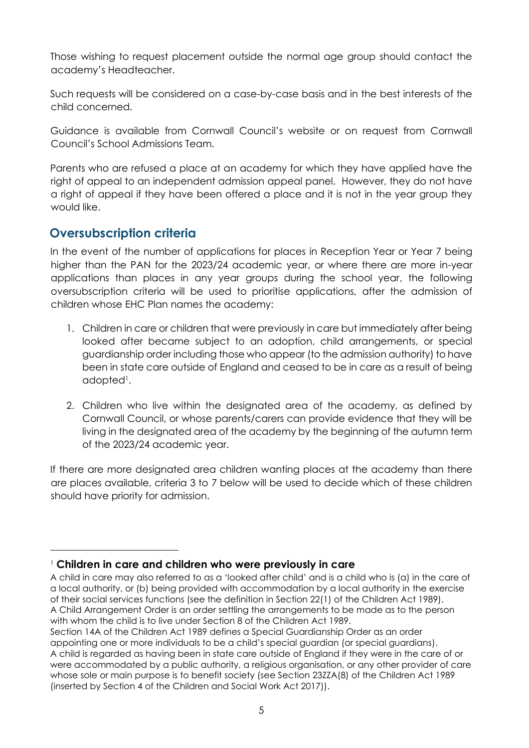Those wishing to request placement outside the normal age group should contact the academy's Headteacher.

Such requests will be considered on a case-by-case basis and in the best interests of the child concerned.

Guidance is available from Cornwall Council's website or on request from Cornwall Council's School Admissions Team.

Parents who are refused a place at an academy for which they have applied have the right of appeal to an independent admission appeal panel. However, they do not have a right of appeal if they have been offered a place and it is not in the year group they would like.

## Oversubscription criteria

In the event of the number of applications for places in Reception Year or Year 7 being higher than the PAN for the 2023/24 academic year, or where there are more in-year applications than places in any year groups during the school year, the following oversubscription criteria will be used to prioritise applications, after the admission of children whose EHC Plan names the academy:

1. Children in care or children that were previously in care but immediately after being looked after became subject to an adoption, child arrangements, or special guardianship order including those who appear (to the admission authority) to have been in state care outside of England and ceased to be in care as a result of being adopted[1].

2. Children who live within the designated area of the academy, as defined by Cornwall Council, or whose parents/carers can provide evidence that they will be living in the designated area of the academy by the beginning of the autumn term of the 2023/24 academic year.

If there are more designated area children wanting places at the academy than there are places available, criteria 3 to 7 below will be used to decide which of these children should have priority for admission.

---

[1] **Children in care and children who were previously in care**

A child in care may also referred to as a 'looked after child' and is a child who is (a) in the care of a local authority, or (b) being provided with accommodation by a local authority in the exercise of their social services functions (see the definition in Section 22(1) of the Children Act 1989).
A Child Arrangement Order is an order settling the arrangements to be made as to the person with whom the child is to live under Section 8 of the Children Act 1989.
Section 14A of the Children Act 1989 defines a Special Guardianship Order as an order appointing one or more individuals to be a child's special guardian (or special guardians).
A child is regarded as having been in state care outside of England if they were in the care of or were accommodated by a public authority, a religious organisation, or any other provider of care whose sole or main purpose is to benefit society (see Section 23ZZA(8) of the Children Act 1989 (inserted by Section 4 of the Children and Social Work Act 2017)).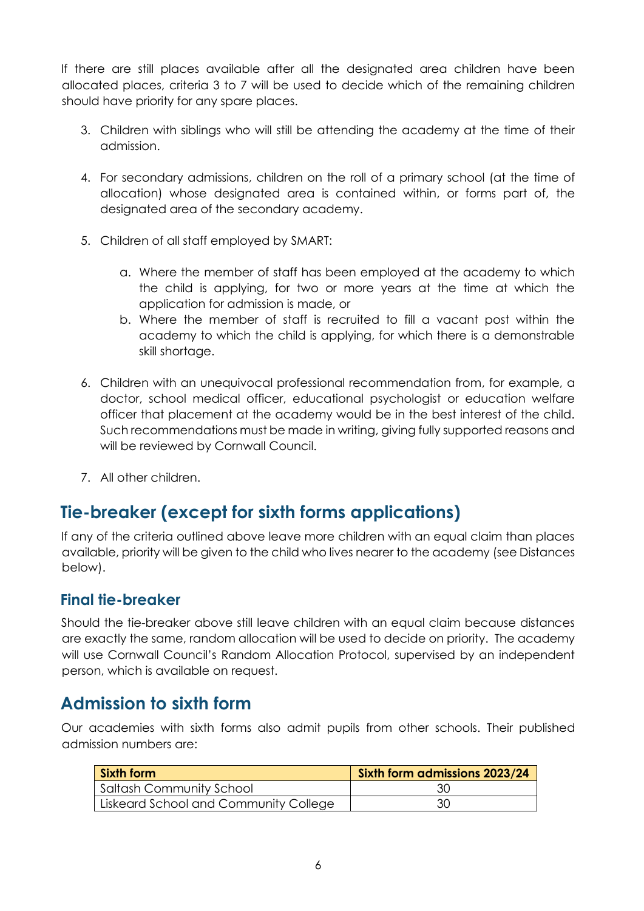If there are still places available after all the designated area children have been allocated places, criteria 3 to 7 will be used to decide which of the remaining children should have priority for any spare places.

3. Children with siblings who will still be attending the academy at the time of their admission.

4. For secondary admissions, children on the roll of a primary school (at the time of allocation) whose designated area is contained within, or forms part of, the designated area of the secondary academy.

5. Children of all staff employed by SMART:

    a. Where the member of staff has been employed at the academy to which the child is applying, for two or more years at the time at which the application for admission is made, or
    b. Where the member of staff is recruited to fill a vacant post within the academy to which the child is applying, for which there is a demonstrable skill shortage.

6. Children with an unequivocal professional recommendation from, for example, a doctor, school medical officer, educational psychologist or education welfare officer that placement at the academy would be in the best interest of the child. Such recommendations must be made in writing, giving fully supported reasons and will be reviewed by Cornwall Council.

7. All other children.

## Tie-breaker (except for sixth forms applications)

If any of the criteria outlined above leave more children with an equal claim than places available, priority will be given to the child who lives nearer to the academy (see Distances below).

### Final tie-breaker

Should the tie-breaker above still leave children with an equal claim because distances are exactly the same, random allocation will be used to decide on priority. The academy will use Cornwall Council's Random Allocation Protocol, supervised by an independent person, which is available on request.

## Admission to sixth form

Our academies with sixth forms also admit pupils from other schools. Their published admission numbers are:

| Sixth form | Sixth form admissions 2023/24 |
|---|---|
| Saltash Community School | 30 |
| Liskeard School and Community College | 30 |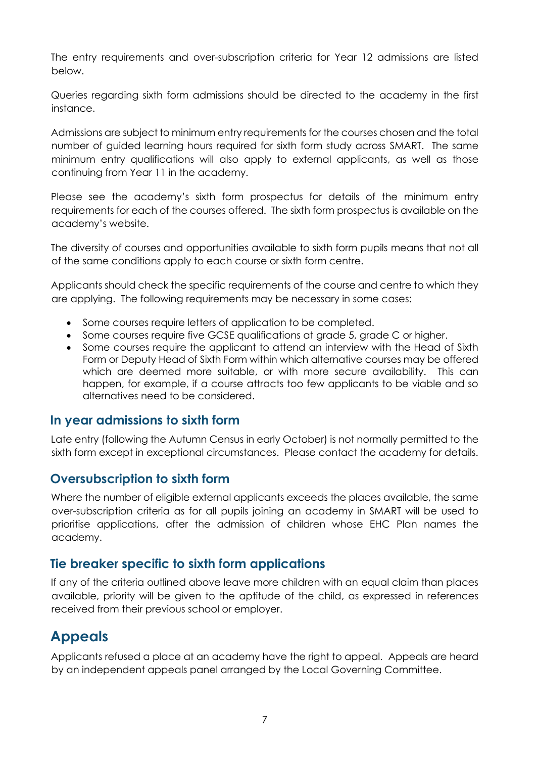The entry requirements and over-subscription criteria for Year 12 admissions are listed below.

Queries regarding sixth form admissions should be directed to the academy in the first instance.

Admissions are subject to minimum entry requirements for the courses chosen and the total number of guided learning hours required for sixth form study across SMART. The same minimum entry qualifications will also apply to external applicants, as well as those continuing from Year 11 in the academy.

Please see the academy's sixth form prospectus for details of the minimum entry requirements for each of the courses offered. The sixth form prospectus is available on the academy's website.

The diversity of courses and opportunities available to sixth form pupils means that not all of the same conditions apply to each course or sixth form centre.

Applicants should check the specific requirements of the course and centre to which they are applying. The following requirements may be necessary in some cases:

- Some courses require letters of application to be completed.
- Some courses require five GCSE qualifications at grade 5, grade C or higher.
- Some courses require the applicant to attend an interview with the Head of Sixth Form or Deputy Head of Sixth Form within which alternative courses may be offered which are deemed more suitable, or with more secure availability. This can happen, for example, if a course attracts too few applicants to be viable and so alternatives need to be considered.

## In year admissions to sixth form

Late entry (following the Autumn Census in early October) is not normally permitted to the sixth form except in exceptional circumstances. Please contact the academy for details.

## Oversubscription to sixth form

Where the number of eligible external applicants exceeds the places available, the same over-subscription criteria as for all pupils joining an academy in SMART will be used to prioritise applications, after the admission of children whose EHC Plan names the academy.

## Tie breaker specific to sixth form applications

If any of the criteria outlined above leave more children with an equal claim than places available, priority will be given to the aptitude of the child, as expressed in references received from their previous school or employer.

# Appeals

Applicants refused a place at an academy have the right to appeal. Appeals are heard by an independent appeals panel arranged by the Local Governing Committee.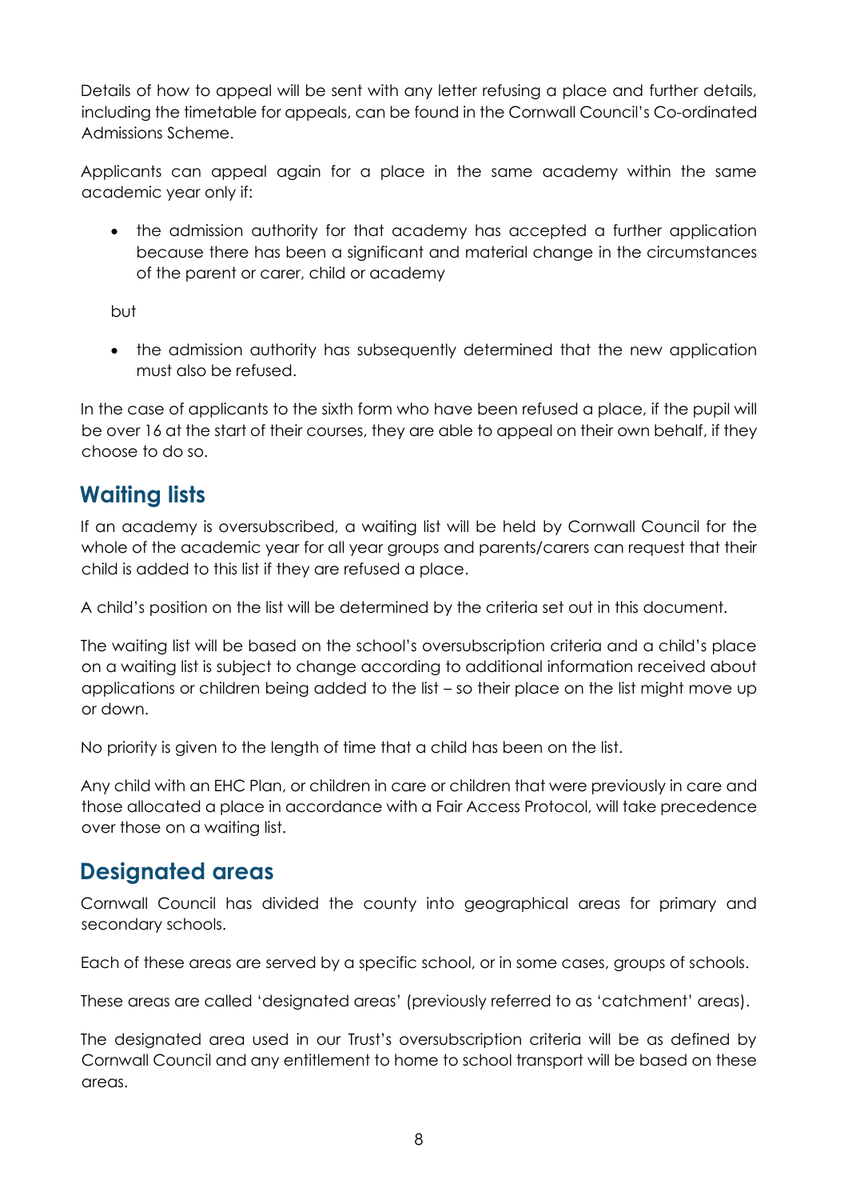Details of how to appeal will be sent with any letter refusing a place and further details, including the timetable for appeals, can be found in the Cornwall Council's Co-ordinated Admissions Scheme.

Applicants can appeal again for a place in the same academy within the same academic year only if:

- the admission authority for that academy has accepted a further application because there has been a significant and material change in the circumstances of the parent or carer, child or academy

but

- the admission authority has subsequently determined that the new application must also be refused.

In the case of applicants to the sixth form who have been refused a place, if the pupil will be over 16 at the start of their courses, they are able to appeal on their own behalf, if they choose to do so.

## Waiting lists

If an academy is oversubscribed, a waiting list will be held by Cornwall Council for the whole of the academic year for all year groups and parents/carers can request that their child is added to this list if they are refused a place.

A child's position on the list will be determined by the criteria set out in this document.

The waiting list will be based on the school's oversubscription criteria and a child's place on a waiting list is subject to change according to additional information received about applications or children being added to the list – so their place on the list might move up or down.

No priority is given to the length of time that a child has been on the list.

Any child with an EHC Plan, or children in care or children that were previously in care and those allocated a place in accordance with a Fair Access Protocol, will take precedence over those on a waiting list.

## Designated areas

Cornwall Council has divided the county into geographical areas for primary and secondary schools.

Each of these areas are served by a specific school, or in some cases, groups of schools.

These areas are called 'designated areas' (previously referred to as 'catchment' areas).

The designated area used in our Trust's oversubscription criteria will be as defined by Cornwall Council and any entitlement to home to school transport will be based on these areas.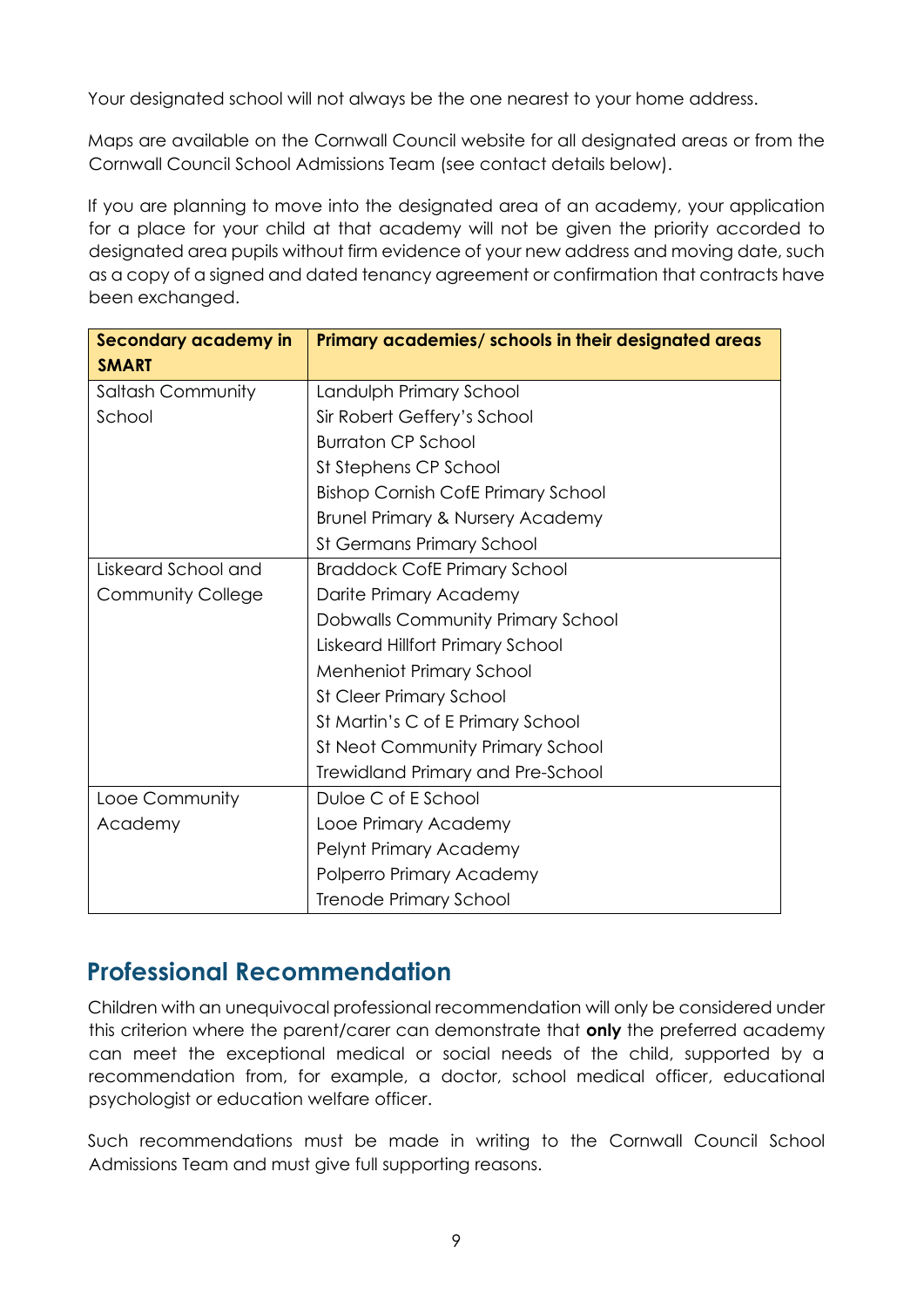Your designated school will not always be the one nearest to your home address.

Maps are available on the Cornwall Council website for all designated areas or from the Cornwall Council School Admissions Team (see contact details below).

If you are planning to move into the designated area of an academy, your application for a place for your child at that academy will not be given the priority accorded to designated area pupils without firm evidence of your new address and moving date, such as a copy of a signed and dated tenancy agreement or confirmation that contracts have been exchanged.

| Secondary academy in SMART | Primary academies/ schools in their designated areas |
|---|---|
| Saltash Community School | Landulph Primary School<br>Sir Robert Geffery's School<br>Burraton CP School<br>St Stephens CP School<br>Bishop Cornish CofE Primary School<br>Brunel Primary & Nursery Academy<br>St Germans Primary School |
| Liskeard School and Community College | Braddock CofE Primary School<br>Darite Primary Academy<br>Dobwalls Community Primary School<br>Liskeard Hillfort Primary School<br>Menheniot Primary School<br>St Cleer Primary School<br>St Martin's C of E Primary School<br>St Neot Community Primary School<br>Trewidland Primary and Pre-School |
| Looe Community Academy | Duloe C of E School<br>Looe Primary Academy<br>Pelynt Primary Academy<br>Polperro Primary Academy<br>Trenode Primary School |

## Professional Recommendation

Children with an unequivocal professional recommendation will only be considered under this criterion where the parent/carer can demonstrate that **only** the preferred academy can meet the exceptional medical or social needs of the child, supported by a recommendation from, for example, a doctor, school medical officer, educational psychologist or education welfare officer.

Such recommendations must be made in writing to the Cornwall Council School Admissions Team and must give full supporting reasons.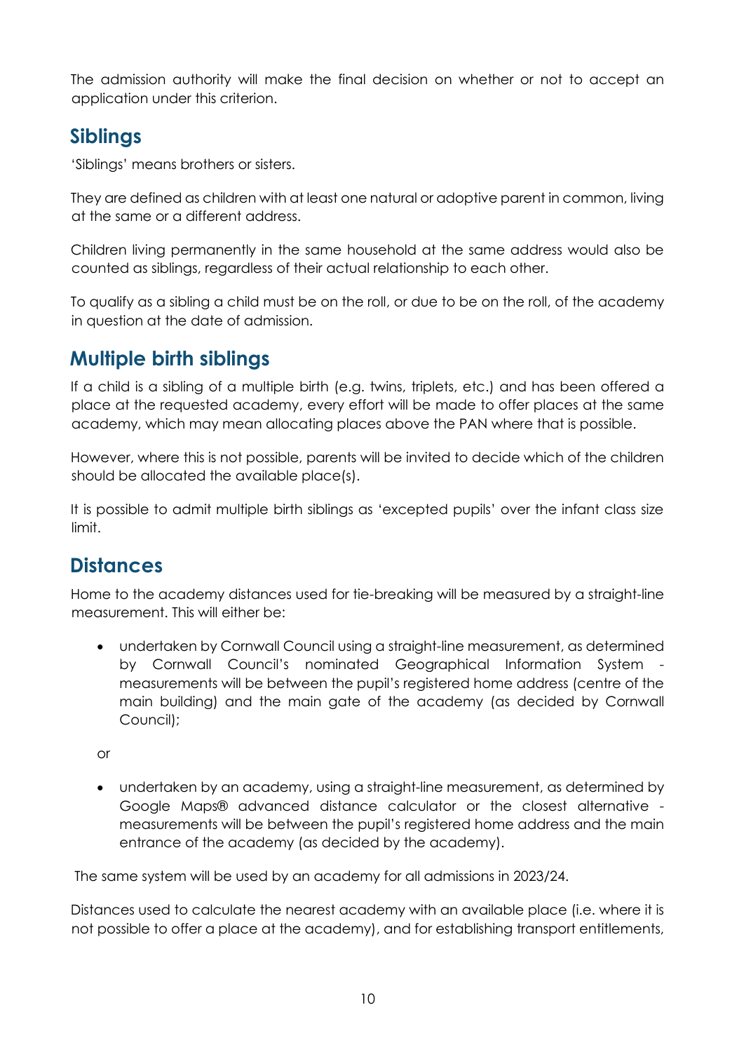The admission authority will make the final decision on whether or not to accept an application under this criterion.

## Siblings

'Siblings' means brothers or sisters.

They are defined as children with at least one natural or adoptive parent in common, living at the same or a different address.

Children living permanently in the same household at the same address would also be counted as siblings, regardless of their actual relationship to each other.

To qualify as a sibling a child must be on the roll, or due to be on the roll, of the academy in question at the date of admission.

## Multiple birth siblings

If a child is a sibling of a multiple birth (e.g. twins, triplets, etc.) and has been offered a place at the requested academy, every effort will be made to offer places at the same academy, which may mean allocating places above the PAN where that is possible.

However, where this is not possible, parents will be invited to decide which of the children should be allocated the available place(s).

It is possible to admit multiple birth siblings as 'excepted pupils' over the infant class size limit.

## Distances

Home to the academy distances used for tie-breaking will be measured by a straight-line measurement. This will either be:

- undertaken by Cornwall Council using a straight-line measurement, as determined by Cornwall Council's nominated Geographical Information System - measurements will be between the pupil's registered home address (centre of the main building) and the main gate of the academy (as decided by Cornwall Council);

or

- undertaken by an academy, using a straight-line measurement, as determined by Google Maps® advanced distance calculator or the closest alternative - measurements will be between the pupil's registered home address and the main entrance of the academy (as decided by the academy).

The same system will be used by an academy for all admissions in 2023/24.

Distances used to calculate the nearest academy with an available place (i.e. where it is not possible to offer a place at the academy), and for establishing transport entitlements,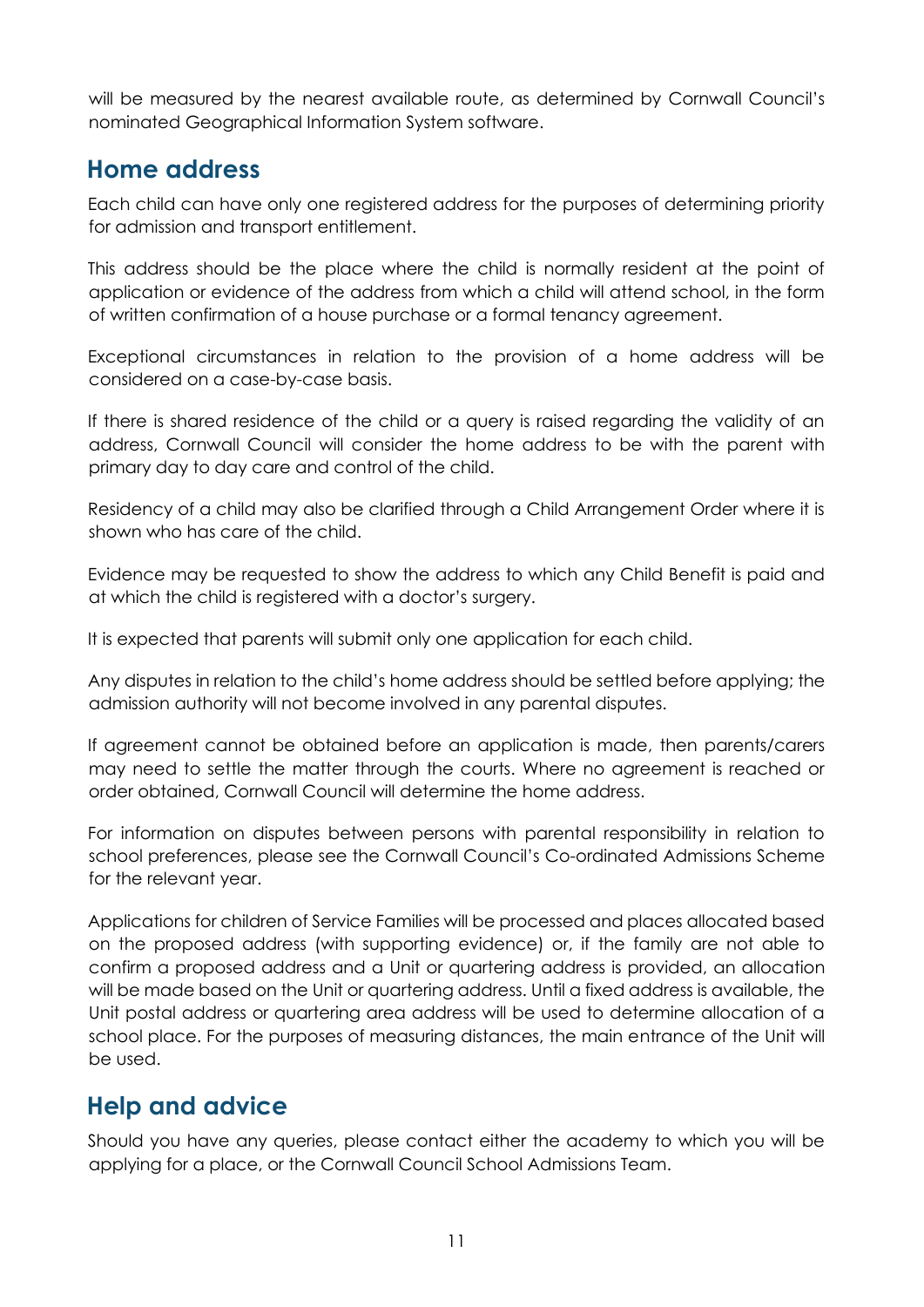will be measured by the nearest available route, as determined by Cornwall Council's nominated Geographical Information System software.

## Home address

Each child can have only one registered address for the purposes of determining priority for admission and transport entitlement.

This address should be the place where the child is normally resident at the point of application or evidence of the address from which a child will attend school, in the form of written confirmation of a house purchase or a formal tenancy agreement.

Exceptional circumstances in relation to the provision of a home address will be considered on a case-by-case basis.

If there is shared residence of the child or a query is raised regarding the validity of an address, Cornwall Council will consider the home address to be with the parent with primary day to day care and control of the child.

Residency of a child may also be clarified through a Child Arrangement Order where it is shown who has care of the child.

Evidence may be requested to show the address to which any Child Benefit is paid and at which the child is registered with a doctor's surgery.

It is expected that parents will submit only one application for each child.

Any disputes in relation to the child's home address should be settled before applying; the admission authority will not become involved in any parental disputes.

If agreement cannot be obtained before an application is made, then parents/carers may need to settle the matter through the courts. Where no agreement is reached or order obtained, Cornwall Council will determine the home address.

For information on disputes between persons with parental responsibility in relation to school preferences, please see the Cornwall Council's Co-ordinated Admissions Scheme for the relevant year.

Applications for children of Service Families will be processed and places allocated based on the proposed address (with supporting evidence) or, if the family are not able to confirm a proposed address and a Unit or quartering address is provided, an allocation will be made based on the Unit or quartering address. Until a fixed address is available, the Unit postal address or quartering area address will be used to determine allocation of a school place. For the purposes of measuring distances, the main entrance of the Unit will be used.

## Help and advice

Should you have any queries, please contact either the academy to which you will be applying for a place, or the Cornwall Council School Admissions Team.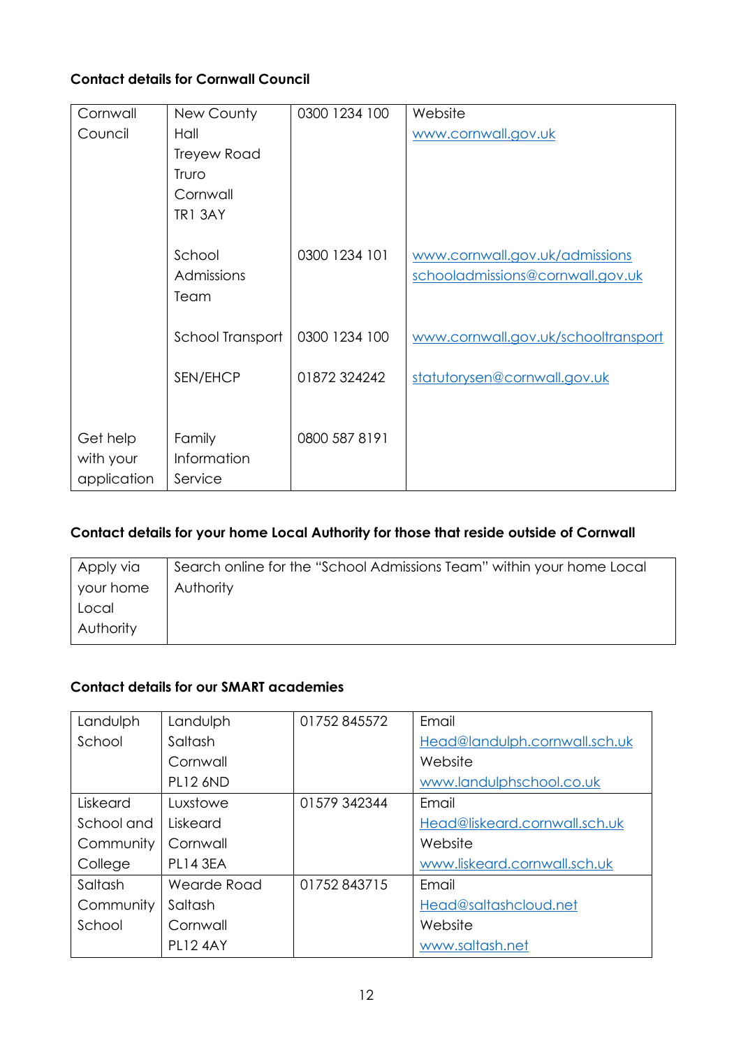**Contact details for Cornwall Council**

| Cornwall Council | New County Hall<br>Treyew Road<br>Truro<br>Cornwall<br>TR1 3AY | 0300 1234 100 | Website<br>www.cornwall.gov.uk |
|---|---|---|---|
| | School Admissions Team | 0300 1234 101 | www.cornwall.gov.uk/admissions<br>schooladmissions@cornwall.gov.uk |
| | School Transport | 0300 1234 100 | www.cornwall.gov.uk/schooltransport |
| | SEN/EHCP | 01872 324242 | statutorysen@cornwall.gov.uk |
| Get help with your application | Family Information Service | 0800 587 8191 | |

**Contact details for your home Local Authority for those that reside outside of Cornwall**

| Apply via your home Local Authority | Search online for the "School Admissions Team" within your home Local Authority |
|---|---|

**Contact details for our SMART academies**

| Landulph School | Landulph<br>Saltash<br>Cornwall<br>PL12 6ND | 01752 845572 | Email<br>Head@landulph.cornwall.sch.uk<br>Website<br>www.landulphschool.co.uk |
|---|---|---|---|
| Liskeard School and Community College | Luxstowe<br>Liskeard<br>Cornwall<br>PL14 3EA | 01579 342344 | Email<br>Head@liskeard.cornwall.sch.uk<br>Website<br>www.liskeard.cornwall.sch.uk |
| Saltash Community School | Wearde Road<br>Saltash<br>Cornwall<br>PL12 4AY | 01752 843715 | Email<br>Head@saltashcloud.net<br>Website<br>www.saltash.net |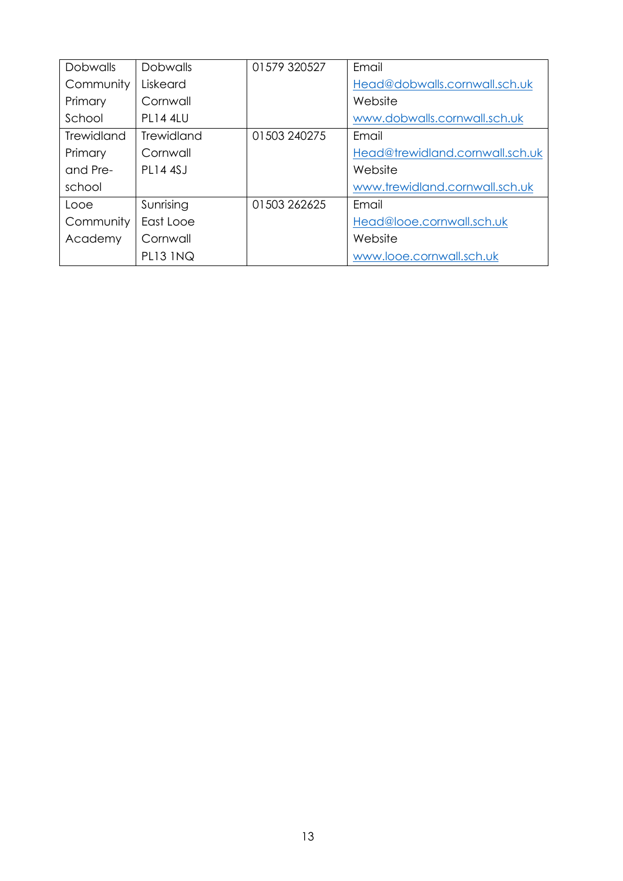| | | | |
|---|---|---|---|
| Dobwalls Community Primary School | Dobwalls Liskeard Cornwall PL14 4LU | 01579 320527 | Email [Head@dobwalls.cornwall.sch.uk](mailto:Head@dobwalls.cornwall.sch.uk) Website [www.dobwalls.cornwall.sch.uk](http://www.dobwalls.cornwall.sch.uk) |
| Trewidland Primary and Pre-school | Trewidland Cornwall PL14 4SJ | 01503 240275 | Email [Head@trewidland.cornwall.sch.uk](mailto:Head@trewidland.cornwall.sch.uk) Website [www.trewidland.cornwall.sch.uk](http://www.trewidland.cornwall.sch.uk) |
| Looe Community Academy | Sunrising East Looe Cornwall PL13 1NQ | 01503 262625 | Email [Head@looe.cornwall.sch.uk](mailto:Head@looe.cornwall.sch.uk) Website [www.looe.cornwall.sch.uk](http://www.looe.cornwall.sch.uk) |